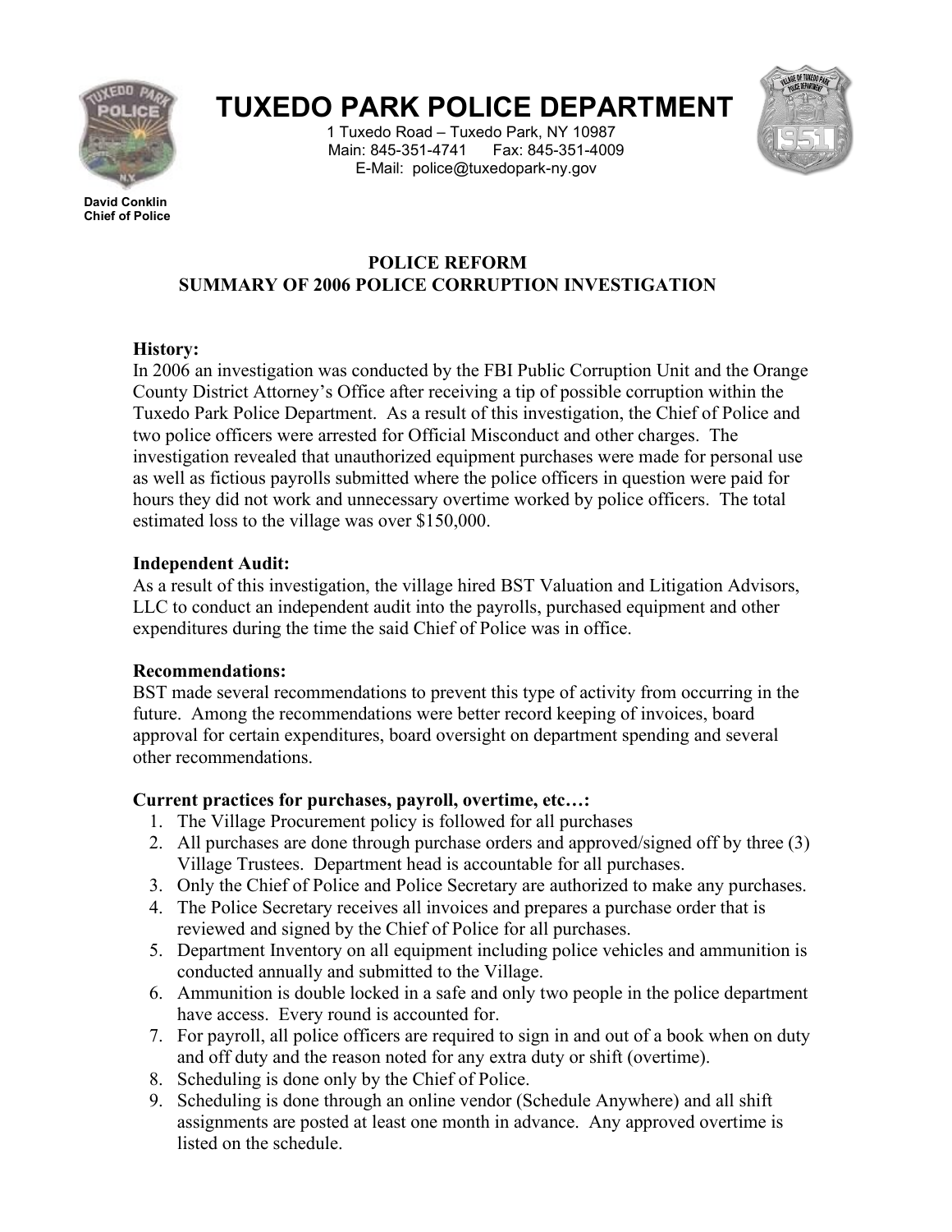# TUXEDO PARK POLICE DEPARTMENT

1 Tuxedo Road – Tuxedo Park, NY 10987
Main: 845-351-4741 Fax: 845-351-4009
E-Mail: police@tuxedopark-ny.gov

**David Conklin**
**Chief of Police**

## POLICE REFORM
## SUMMARY OF 2006 POLICE CORRUPTION INVESTIGATION

**History:**
In 2006 an investigation was conducted by the FBI Public Corruption Unit and the Orange County District Attorney's Office after receiving a tip of possible corruption within the Tuxedo Park Police Department. As a result of this investigation, the Chief of Police and two police officers were arrested for Official Misconduct and other charges. The investigation revealed that unauthorized equipment purchases were made for personal use as well as fictious payrolls submitted where the police officers in question were paid for hours they did not work and unnecessary overtime worked by police officers. The total estimated loss to the village was over $150,000.

**Independent Audit:**
As a result of this investigation, the village hired BST Valuation and Litigation Advisors, LLC to conduct an independent audit into the payrolls, purchased equipment and other expenditures during the time the said Chief of Police was in office.

**Recommendations:**
BST made several recommendations to prevent this type of activity from occurring in the future. Among the recommendations were better record keeping of invoices, board approval for certain expenditures, board oversight on department spending and several other recommendations.

**Current practices for purchases, payroll, overtime, etc…:**

1. The Village Procurement policy is followed for all purchases
2. All purchases are done through purchase orders and approved/signed off by three (3) Village Trustees. Department head is accountable for all purchases.
3. Only the Chief of Police and Police Secretary are authorized to make any purchases.
4. The Police Secretary receives all invoices and prepares a purchase order that is reviewed and signed by the Chief of Police for all purchases.
5. Department Inventory on all equipment including police vehicles and ammunition is conducted annually and submitted to the Village.
6. Ammunition is double locked in a safe and only two people in the police department have access. Every round is accounted for.
7. For payroll, all police officers are required to sign in and out of a book when on duty and off duty and the reason noted for any extra duty or shift (overtime).
8. Scheduling is done only by the Chief of Police.
9. Scheduling is done through an online vendor (Schedule Anywhere) and all shift assignments are posted at least one month in advance. Any approved overtime is listed on the schedule.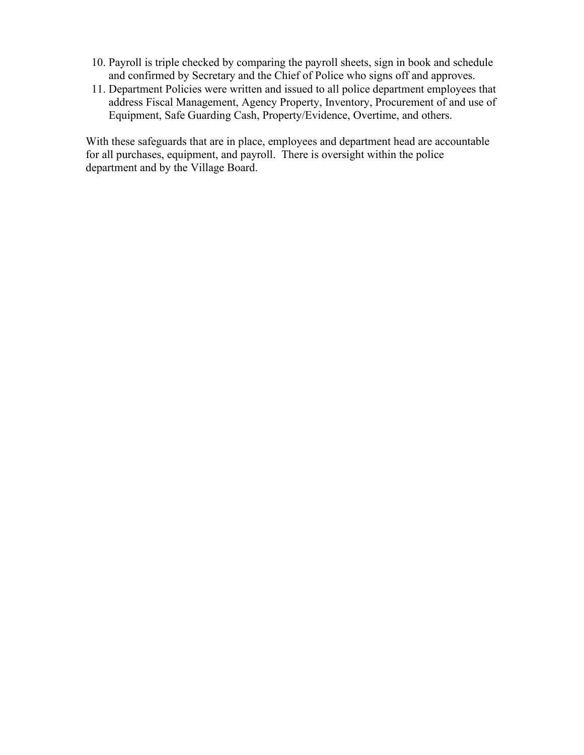10. Payroll is triple checked by comparing the payroll sheets, sign in book and schedule and confirmed by Secretary and the Chief of Police who signs off and approves.
11. Department Policies were written and issued to all police department employees that address Fiscal Management, Agency Property, Inventory, Procurement of and use of Equipment, Safe Guarding Cash, Property/Evidence, Overtime, and others.

With these safeguards that are in place, employees and department head are accountable for all purchases, equipment, and payroll. There is oversight within the police department and by the Village Board.